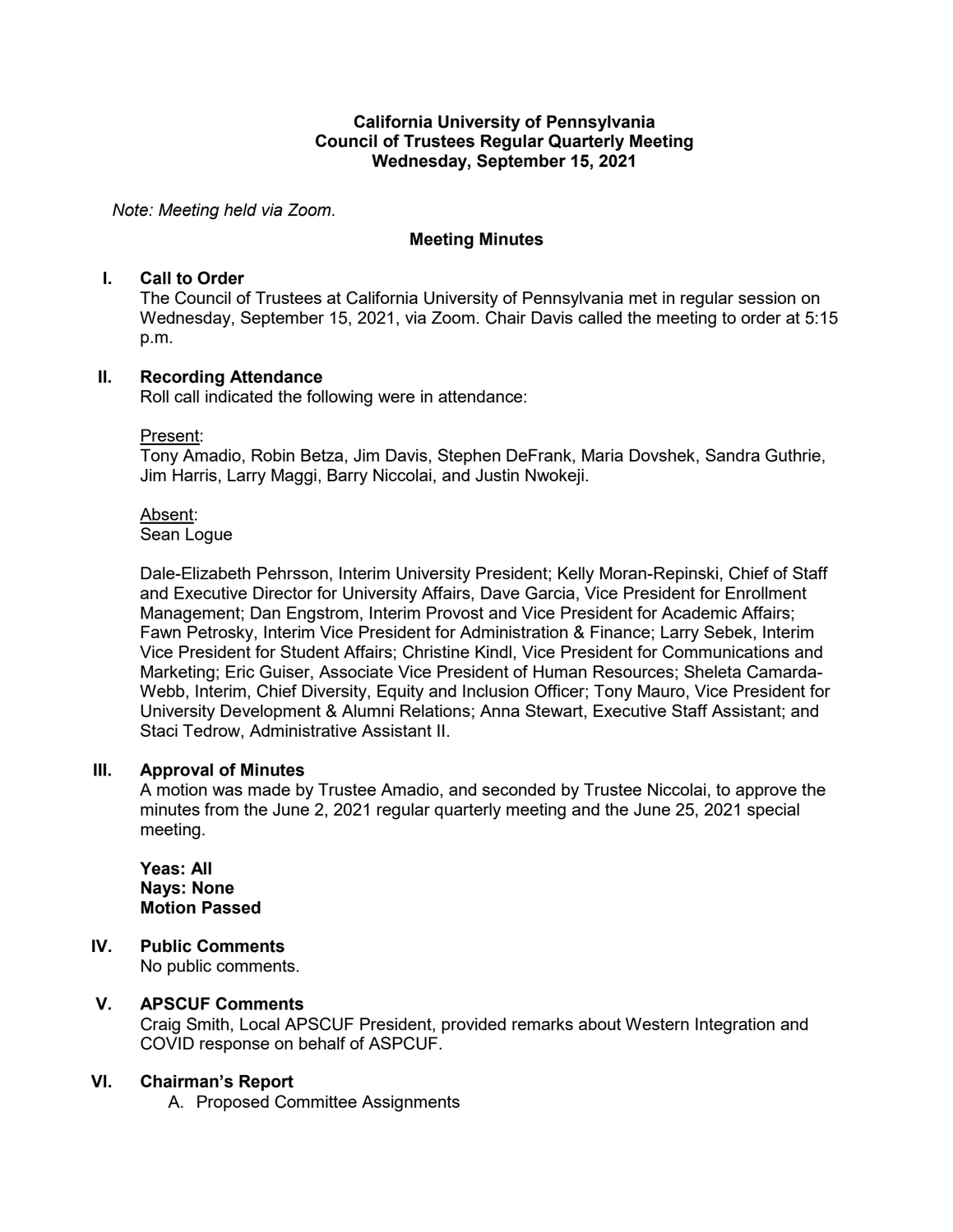**California University of Pennsylvania**
**Council of Trustees Regular Quarterly Meeting**
**Wednesday, September 15, 2021**

*Note: Meeting held via Zoom.*

**Meeting Minutes**

## I. Call to Order

The Council of Trustees at California University of Pennsylvania met in regular session on Wednesday, September 15, 2021, via Zoom. Chair Davis called the meeting to order at 5:15 p.m.

## II. Recording Attendance

Roll call indicated the following were in attendance:

Present:
Tony Amadio, Robin Betza, Jim Davis, Stephen DeFrank, Maria Dovshek, Sandra Guthrie, Jim Harris, Larry Maggi, Barry Niccolai, and Justin Nwokeji.

Absent:
Sean Logue

Dale-Elizabeth Pehrsson, Interim University President; Kelly Moran-Repinski, Chief of Staff and Executive Director for University Affairs, Dave Garcia, Vice President for Enrollment Management; Dan Engstrom, Interim Provost and Vice President for Academic Affairs; Fawn Petrosky, Interim Vice President for Administration & Finance; Larry Sebek, Interim Vice President for Student Affairs; Christine Kindl, Vice President for Communications and Marketing; Eric Guiser, Associate Vice President of Human Resources; Sheleta Camarda-Webb, Interim, Chief Diversity, Equity and Inclusion Officer; Tony Mauro, Vice President for University Development & Alumni Relations; Anna Stewart, Executive Staff Assistant; and Staci Tedrow, Administrative Assistant II.

## III. Approval of Minutes

A motion was made by Trustee Amadio, and seconded by Trustee Niccolai, to approve the minutes from the June 2, 2021 regular quarterly meeting and the June 25, 2021 special meeting.

**Yeas: All**
**Nays: None**
**Motion Passed**

## IV. Public Comments

No public comments.

## V. APSCUF Comments

Craig Smith, Local APSCUF President, provided remarks about Western Integration and COVID response on behalf of ASPCUF.

## VI. Chairman's Report

A. Proposed Committee Assignments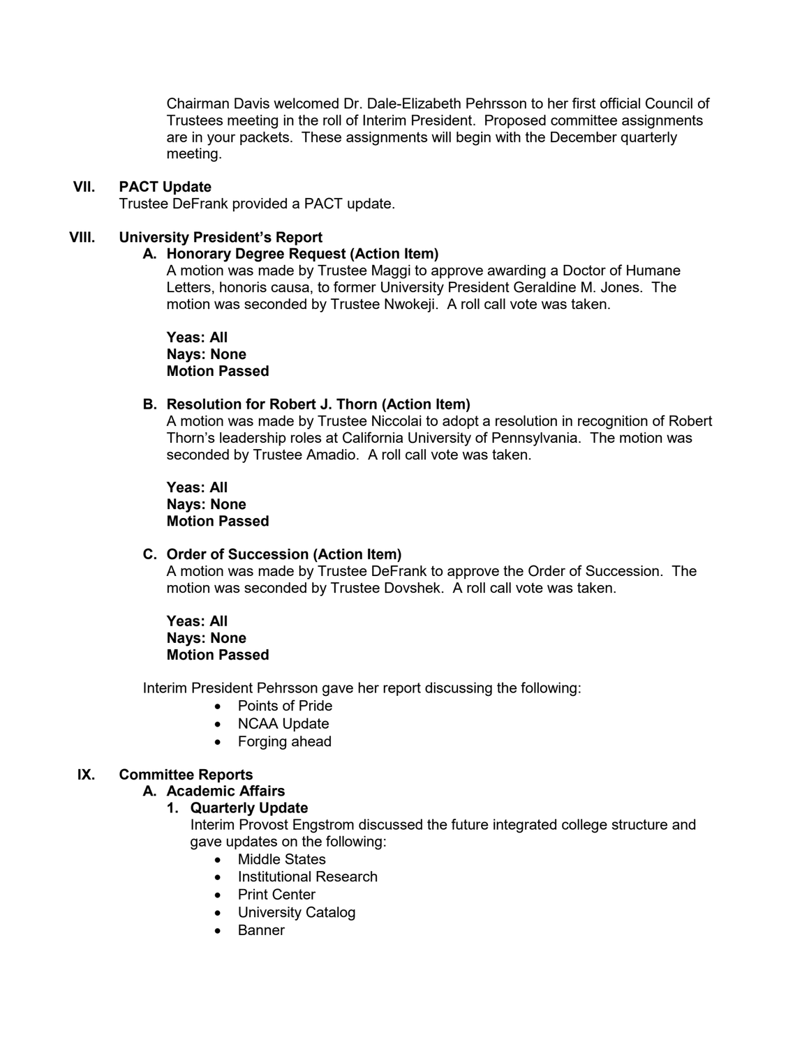Chairman Davis welcomed Dr. Dale-Elizabeth Pehrsson to her first official Council of Trustees meeting in the roll of Interim President. Proposed committee assignments are in your packets. These assignments will begin with the December quarterly meeting.

## VII. PACT Update

Trustee DeFrank provided a PACT update.

## VIII. University President's Report

### A. Honorary Degree Request (Action Item)

A motion was made by Trustee Maggi to approve awarding a Doctor of Humane Letters, honoris causa, to former University President Geraldine M. Jones. The motion was seconded by Trustee Nwokeji. A roll call vote was taken.

**Yeas: All**
**Nays: None**
**Motion Passed**

### B. Resolution for Robert J. Thorn (Action Item)

A motion was made by Trustee Niccolai to adopt a resolution in recognition of Robert Thorn's leadership roles at California University of Pennsylvania. The motion was seconded by Trustee Amadio. A roll call vote was taken.

**Yeas: All**
**Nays: None**
**Motion Passed**

### C. Order of Succession (Action Item)

A motion was made by Trustee DeFrank to approve the Order of Succession. The motion was seconded by Trustee Dovshek. A roll call vote was taken.

**Yeas: All**
**Nays: None**
**Motion Passed**

Interim President Pehrsson gave her report discussing the following:

- Points of Pride
- NCAA Update
- Forging ahead

## IX. Committee Reports

### A. Academic Affairs

#### 1. Quarterly Update

Interim Provost Engstrom discussed the future integrated college structure and gave updates on the following:

- Middle States
- Institutional Research
- Print Center
- University Catalog
- Banner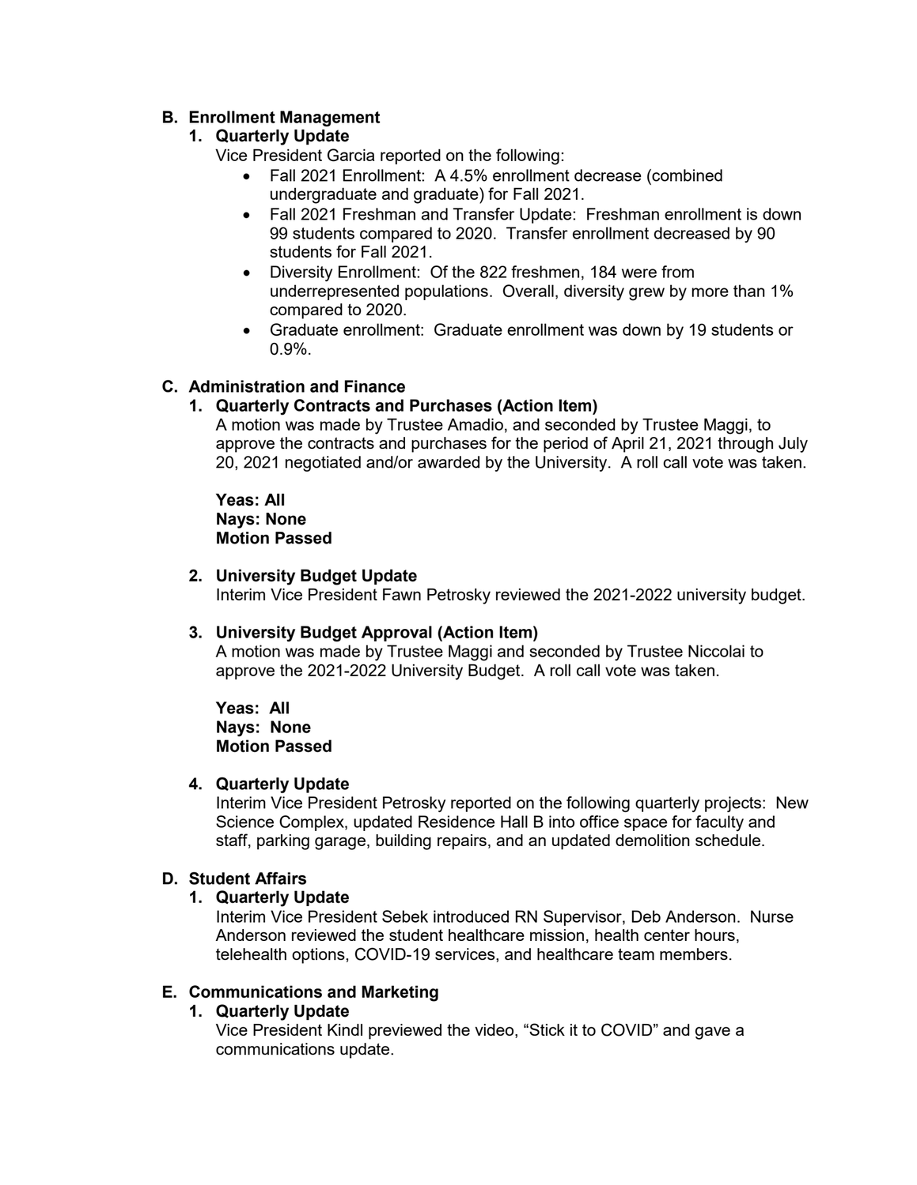**B. Enrollment Management**

**1. Quarterly Update**

Vice President Garcia reported on the following:

- Fall 2021 Enrollment: A 4.5% enrollment decrease (combined undergraduate and graduate) for Fall 2021.
- Fall 2021 Freshman and Transfer Update: Freshman enrollment is down 99 students compared to 2020. Transfer enrollment decreased by 90 students for Fall 2021.
- Diversity Enrollment: Of the 822 freshmen, 184 were from underrepresented populations. Overall, diversity grew by more than 1% compared to 2020.
- Graduate enrollment: Graduate enrollment was down by 19 students or 0.9%.

**C. Administration and Finance**

**1. Quarterly Contracts and Purchases (Action Item)**

A motion was made by Trustee Amadio, and seconded by Trustee Maggi, to approve the contracts and purchases for the period of April 21, 2021 through July 20, 2021 negotiated and/or awarded by the University. A roll call vote was taken.

**Yeas: All**
**Nays: None**
**Motion Passed**

**2. University Budget Update**

Interim Vice President Fawn Petrosky reviewed the 2021-2022 university budget.

**3. University Budget Approval (Action Item)**

A motion was made by Trustee Maggi and seconded by Trustee Niccolai to approve the 2021-2022 University Budget. A roll call vote was taken.

**Yeas: All**
**Nays: None**
**Motion Passed**

**4. Quarterly Update**

Interim Vice President Petrosky reported on the following quarterly projects: New Science Complex, updated Residence Hall B into office space for faculty and staff, parking garage, building repairs, and an updated demolition schedule.

**D. Student Affairs**

**1. Quarterly Update**

Interim Vice President Sebek introduced RN Supervisor, Deb Anderson. Nurse Anderson reviewed the student healthcare mission, health center hours, telehealth options, COVID-19 services, and healthcare team members.

**E. Communications and Marketing**

**1. Quarterly Update**

Vice President Kindl previewed the video, "Stick it to COVID" and gave a communications update.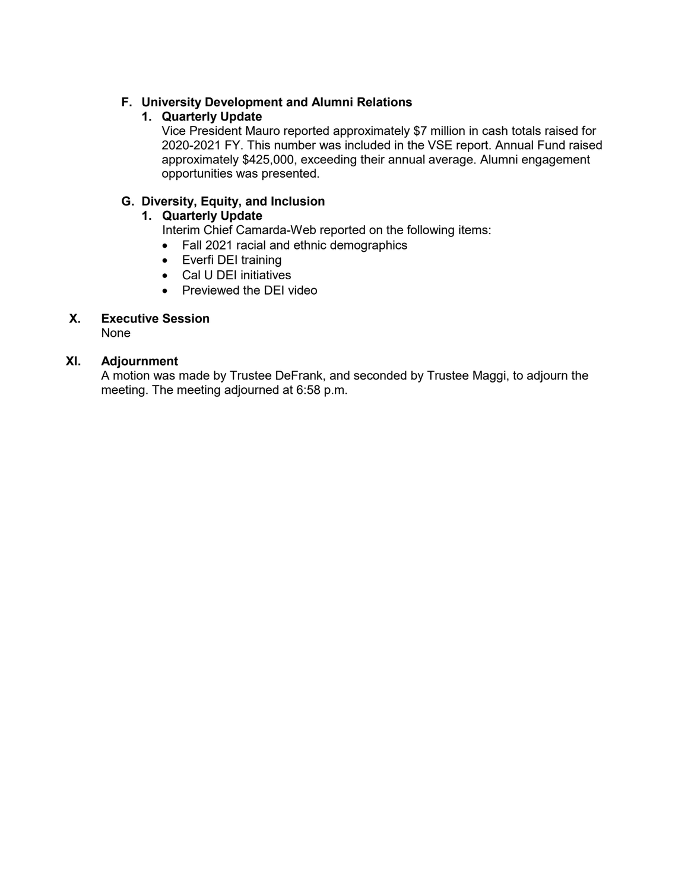**F. University Development and Alumni Relations**

**1. Quarterly Update**

Vice President Mauro reported approximately $7 million in cash totals raised for 2020-2021 FY. This number was included in the VSE report. Annual Fund raised approximately $425,000, exceeding their annual average. Alumni engagement opportunities was presented.

**G. Diversity, Equity, and Inclusion**

**1. Quarterly Update**

Interim Chief Camarda-Web reported on the following items:

- Fall 2021 racial and ethnic demographics
- Everfi DEI training
- Cal U DEI initiatives
- Previewed the DEI video

## X. Executive Session

None

## XI. Adjournment

A motion was made by Trustee DeFrank, and seconded by Trustee Maggi, to adjourn the meeting. The meeting adjourned at 6:58 p.m.